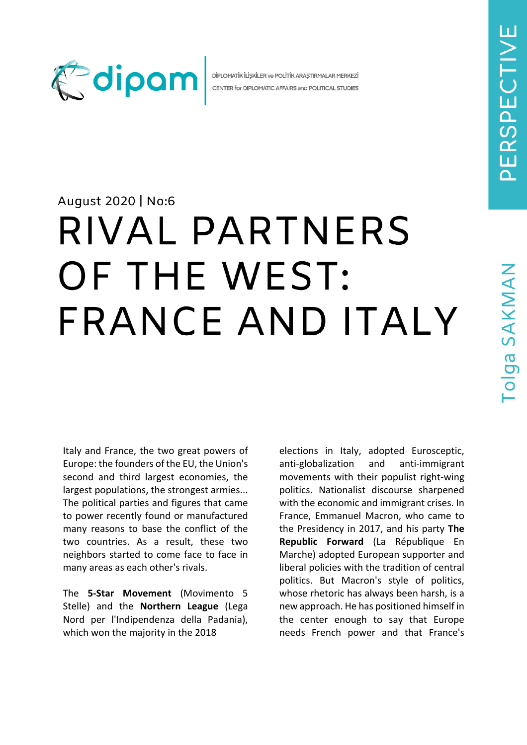DİPLOMATİK İLİŞKİLER ve POLİTİK ARAŞTIRMALAR MERKEZİ
CENTER for DIPLOMATIC AFFAIRS and POLITICAL STUDIES

PERSPECTIVE

August 2020 | No:6

# RIVAL PARTNERS OF THE WEST: FRANCE AND ITALY

Tolga SAKMAN

Italy and France, the two great powers of Europe: the founders of the EU, the Union's second and third largest economies, the largest populations, the strongest armies... The political parties and figures that came to power recently found or manufactured many reasons to base the conflict of the two countries. As a result, these two neighbors started to come face to face in many areas as each other's rivals.

The **5-Star Movement** (Movimento 5 Stelle) and the **Northern League** (Lega Nord per l'Indipendenza della Padania), which won the majority in the 2018 elections in Italy, adopted Eurosceptic, anti-globalization and anti-immigrant movements with their populist right-wing politics. Nationalist discourse sharpened with the economic and immigrant crises. In France, Emmanuel Macron, who came to the Presidency in 2017, and his party **The Republic Forward** (La République En Marche) adopted European supporter and liberal policies with the tradition of central politics. But Macron's style of politics, whose rhetoric has always been harsh, is a new approach. He has positioned himself in the center enough to say that Europe needs French power and that France's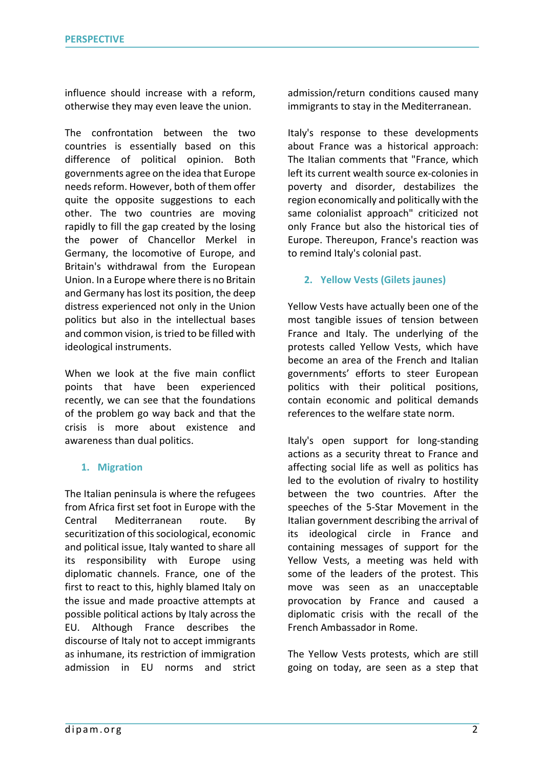influence should increase with a reform, otherwise they may even leave the union.

The confrontation between the two countries is essentially based on this difference of political opinion. Both governments agree on the idea that Europe needs reform. However, both of them offer quite the opposite suggestions to each other. The two countries are moving rapidly to fill the gap created by the losing the power of Chancellor Merkel in Germany, the locomotive of Europe, and Britain's withdrawal from the European Union. In a Europe where there is no Britain and Germany has lost its position, the deep distress experienced not only in the Union politics but also in the intellectual bases and common vision, is tried to be filled with ideological instruments.

When we look at the five main conflict points that have been experienced recently, we can see that the foundations of the problem go way back and that the crisis is more about existence and awareness than dual politics.

### 1. Migration

The Italian peninsula is where the refugees from Africa first set foot in Europe with the Central Mediterranean route. By securitization of this sociological, economic and political issue, Italy wanted to share all its responsibility with Europe using diplomatic channels. France, one of the first to react to this, highly blamed Italy on the issue and made proactive attempts at possible political actions by Italy across the EU. Although France describes the discourse of Italy not to accept immigrants as inhumane, its restriction of immigration admission in EU norms and strict admission/return conditions caused many immigrants to stay in the Mediterranean.

Italy's response to these developments about France was a historical approach: The Italian comments that "France, which left its current wealth source ex-colonies in poverty and disorder, destabilizes the region economically and politically with the same colonialist approach" criticized not only France but also the historical ties of Europe. Thereupon, France's reaction was to remind Italy's colonial past.

### 2. Yellow Vests (Gilets jaunes)

Yellow Vests have actually been one of the most tangible issues of tension between France and Italy. The underlying of the protests called Yellow Vests, which have become an area of the French and Italian governments' efforts to steer European politics with their political positions, contain economic and political demands references to the welfare state norm.

Italy's open support for long-standing actions as a security threat to France and affecting social life as well as politics has led to the evolution of rivalry to hostility between the two countries. After the speeches of the 5-Star Movement in the Italian government describing the arrival of its ideological circle in France and containing messages of support for the Yellow Vests, a meeting was held with some of the leaders of the protest. This move was seen as an unacceptable provocation by France and caused a diplomatic crisis with the recall of the French Ambassador in Rome.

The Yellow Vests protests, which are still going on today, are seen as a step that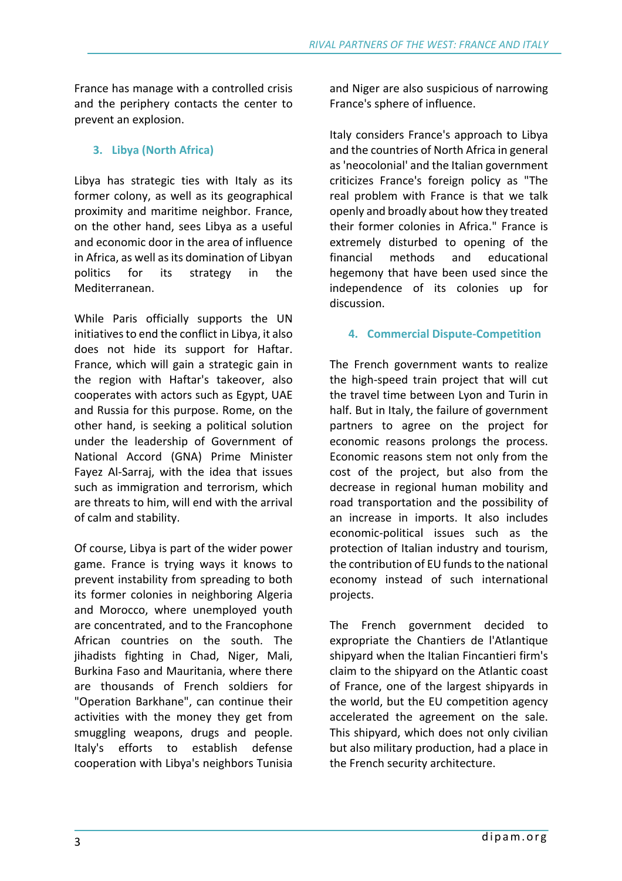France has manage with a controlled crisis and the periphery contacts the center to prevent an explosion.

### 3. Libya (North Africa)

Libya has strategic ties with Italy as its former colony, as well as its geographical proximity and maritime neighbor. France, on the other hand, sees Libya as a useful and economic door in the area of influence in Africa, as well as its domination of Libyan politics for its strategy in the Mediterranean.

While Paris officially supports the UN initiatives to end the conflict in Libya, it also does not hide its support for Haftar. France, which will gain a strategic gain in the region with Haftar's takeover, also cooperates with actors such as Egypt, UAE and Russia for this purpose. Rome, on the other hand, is seeking a political solution under the leadership of Government of National Accord (GNA) Prime Minister Fayez Al-Sarraj, with the idea that issues such as immigration and terrorism, which are threats to him, will end with the arrival of calm and stability.

Of course, Libya is part of the wider power game. France is trying ways it knows to prevent instability from spreading to both its former colonies in neighboring Algeria and Morocco, where unemployed youth are concentrated, and to the Francophone African countries on the south. The jihadists fighting in Chad, Niger, Mali, Burkina Faso and Mauritania, where there are thousands of French soldiers for "Operation Barkhane", can continue their activities with the money they get from smuggling weapons, drugs and people. Italy's efforts to establish defense cooperation with Libya's neighbors Tunisia and Niger are also suspicious of narrowing France's sphere of influence.

Italy considers France's approach to Libya and the countries of North Africa in general as 'neocolonial' and the Italian government criticizes France's foreign policy as "The real problem with France is that we talk openly and broadly about how they treated their former colonies in Africa." France is extremely disturbed to opening of the financial methods and educational hegemony that have been used since the independence of its colonies up for discussion.

### 4. Commercial Dispute-Competition

The French government wants to realize the high-speed train project that will cut the travel time between Lyon and Turin in half. But in Italy, the failure of government partners to agree on the project for economic reasons prolongs the process. Economic reasons stem not only from the cost of the project, but also from the decrease in regional human mobility and road transportation and the possibility of an increase in imports. It also includes economic-political issues such as the protection of Italian industry and tourism, the contribution of EU funds to the national economy instead of such international projects.

The French government decided to expropriate the Chantiers de l'Atlantique shipyard when the Italian Fincantieri firm's claim to the shipyard on the Atlantic coast of France, one of the largest shipyards in the world, but the EU competition agency accelerated the agreement on the sale. This shipyard, which does not only civilian but also military production, had a place in the French security architecture.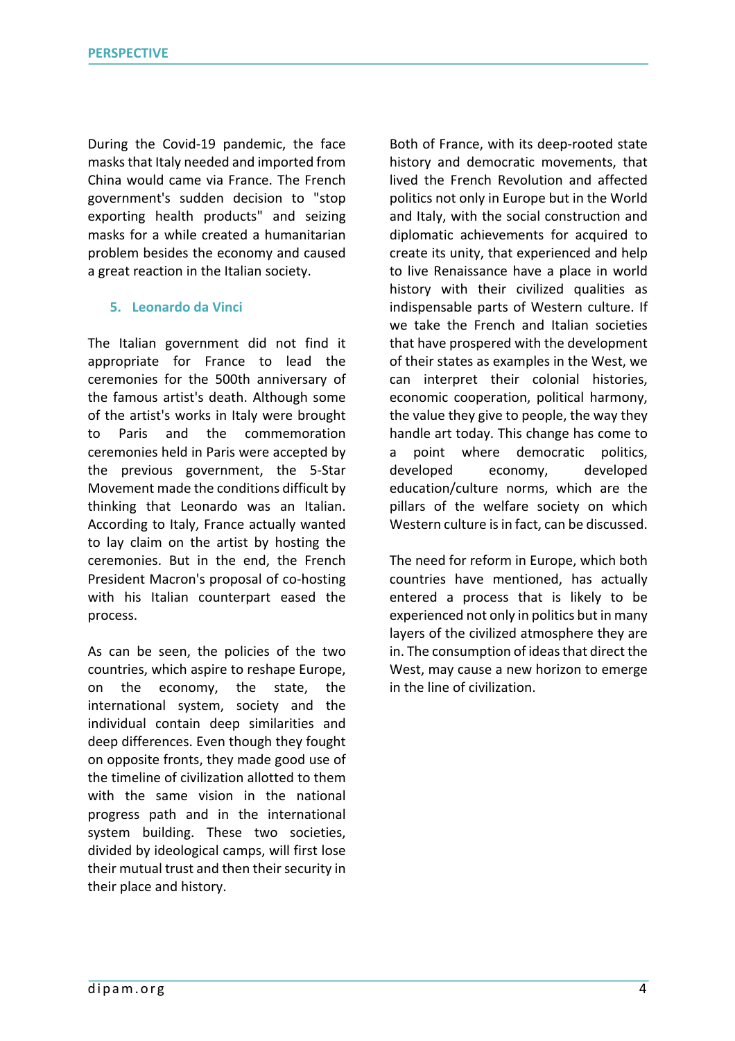During the Covid-19 pandemic, the face masks that Italy needed and imported from China would came via France. The French government's sudden decision to "stop exporting health products" and seizing masks for a while created a humanitarian problem besides the economy and caused a great reaction in the Italian society.

### 5. Leonardo da Vinci

The Italian government did not find it appropriate for France to lead the ceremonies for the 500th anniversary of the famous artist's death. Although some of the artist's works in Italy were brought to Paris and the commemoration ceremonies held in Paris were accepted by the previous government, the 5-Star Movement made the conditions difficult by thinking that Leonardo was an Italian. According to Italy, France actually wanted to lay claim on the artist by hosting the ceremonies. But in the end, the French President Macron's proposal of co-hosting with his Italian counterpart eased the process.

As can be seen, the policies of the two countries, which aspire to reshape Europe, on the economy, the state, the international system, society and the individual contain deep similarities and deep differences. Even though they fought on opposite fronts, they made good use of the timeline of civilization allotted to them with the same vision in the national progress path and in the international system building. These two societies, divided by ideological camps, will first lose their mutual trust and then their security in their place and history.

Both of France, with its deep-rooted state history and democratic movements, that lived the French Revolution and affected politics not only in Europe but in the World and Italy, with the social construction and diplomatic achievements for acquired to create its unity, that experienced and help to live Renaissance have a place in world history with their civilized qualities as indispensable parts of Western culture. If we take the French and Italian societies that have prospered with the development of their states as examples in the West, we can interpret their colonial histories, economic cooperation, political harmony, the value they give to people, the way they handle art today. This change has come to a point where democratic politics, developed economy, developed education/culture norms, which are the pillars of the welfare society on which Western culture is in fact, can be discussed.

The need for reform in Europe, which both countries have mentioned, has actually entered a process that is likely to be experienced not only in politics but in many layers of the civilized atmosphere they are in. The consumption of ideas that direct the West, may cause a new horizon to emerge in the line of civilization.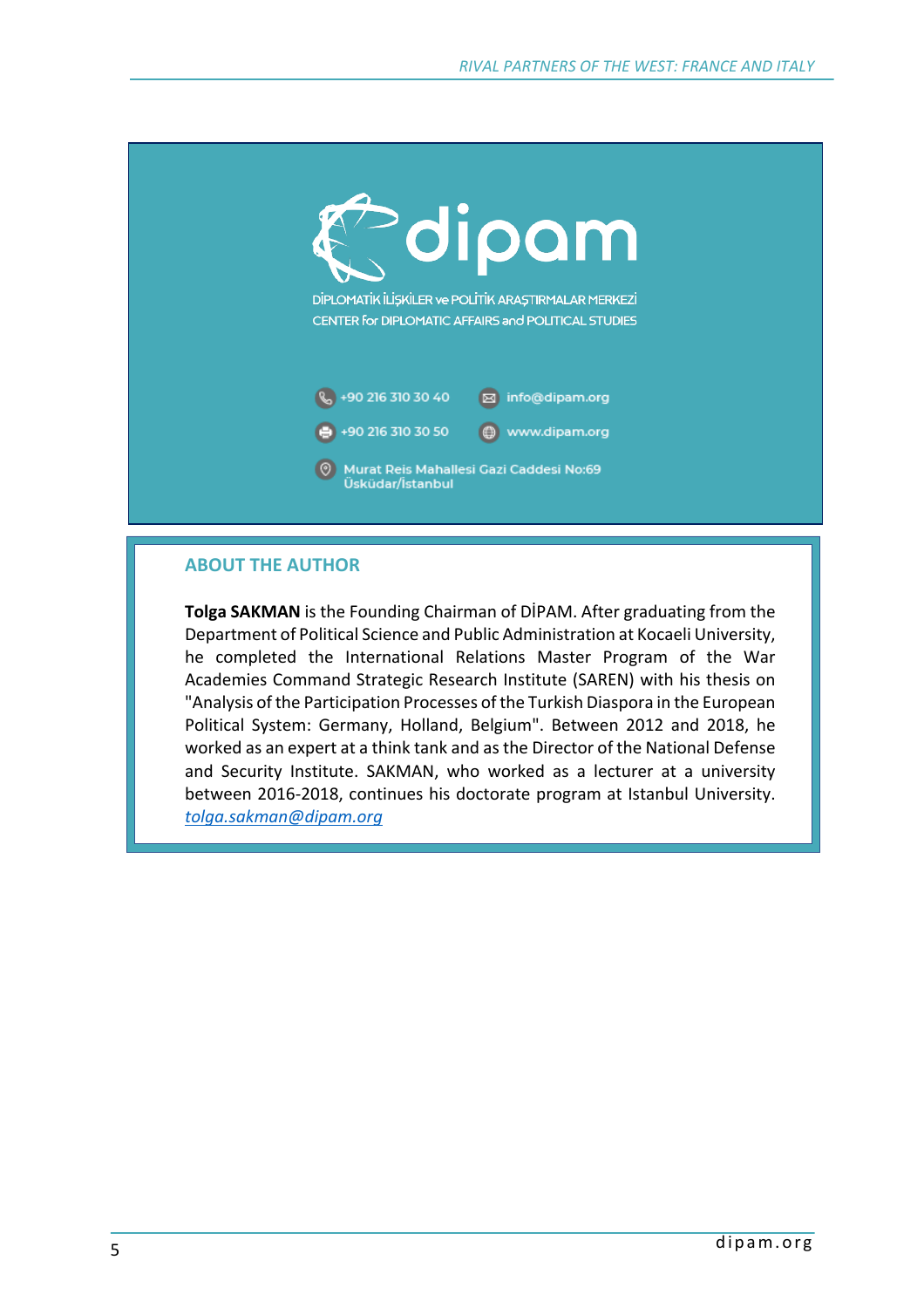dipam

DİPLOMATİK İLİŞKİLER ve POLİTİK ARAŞTIRMALAR MERKEZİ
CENTER for DIPLOMATIC AFFAIRS and POLITICAL STUDIES

+90 216 310 30 40
info@dipam.org
+90 216 310 30 50
www.dipam.org
Murat Reis Mahallesi Gazi Caddesi No:69
Üsküdar/İstanbul

## ABOUT THE AUTHOR

**Tolga SAKMAN** is the Founding Chairman of DİPAM. After graduating from the Department of Political Science and Public Administration at Kocaeli University, he completed the International Relations Master Program of the War Academies Command Strategic Research Institute (SAREN) with his thesis on "Analysis of the Participation Processes of the Turkish Diaspora in the European Political System: Germany, Holland, Belgium". Between 2012 and 2018, he worked as an expert at a think tank and as the Director of the National Defense and Security Institute. SAKMAN, who worked as a lecturer at a university between 2016-2018, continues his doctorate program at Istanbul University. *tolga.sakman@dipam.org*